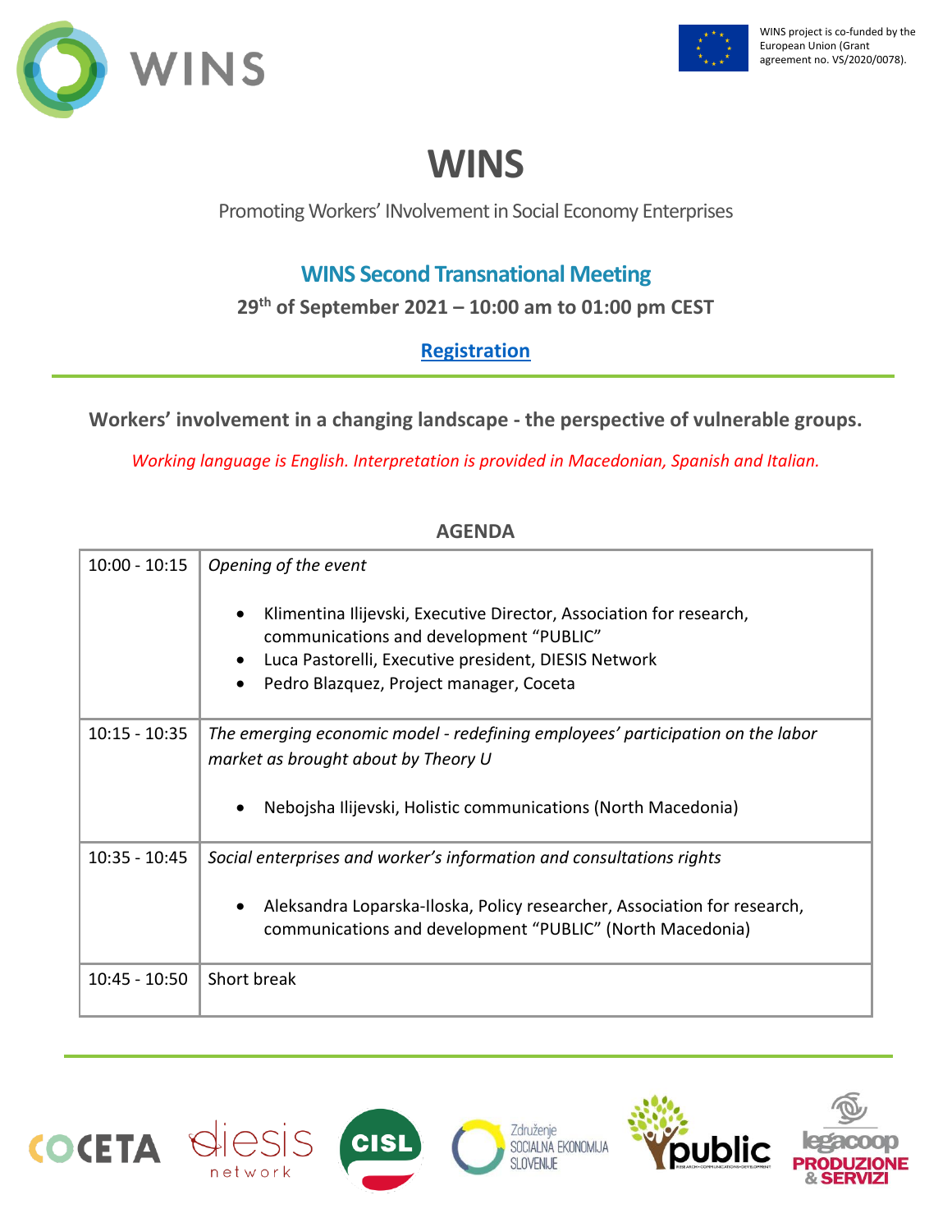WINS project is co-funded by the European Union (Grant agreement no. VS/2020/0078).

# WINS

Promoting Workers' INvolvement in Social Economy Enterprises

## WINS Second Transnational Meeting

**29th of September 2021 – 10:00 am to 01:00 pm CEST**

**Registration**

**Workers' involvement in a changing landscape - the perspective of vulnerable groups.**

*Working language is English. Interpretation is provided in Macedonian, Spanish and Italian.*

### AGENDA

| | |
|---|---|
| 10:00 - 10:15 | *Opening of the event*<br>• Klimentina Ilijevski, Executive Director, Association for research, communications and development "PUBLIC"<br>• Luca Pastorelli, Executive president, DIESIS Network<br>• Pedro Blazquez, Project manager, Coceta |
| 10:15 - 10:35 | *The emerging economic model - redefining employees' participation on the labor market as brought about by Theory U*<br>• Nebojsha Ilijevski, Holistic communications (North Macedonia) |
| 10:35 - 10:45 | *Social enterprises and worker's information and consultations rights*<br>• Aleksandra Loparska-Iloska, Policy researcher, Association for research, communications and development "PUBLIC" (North Macedonia) |
| 10:45 - 10:50 | Short break |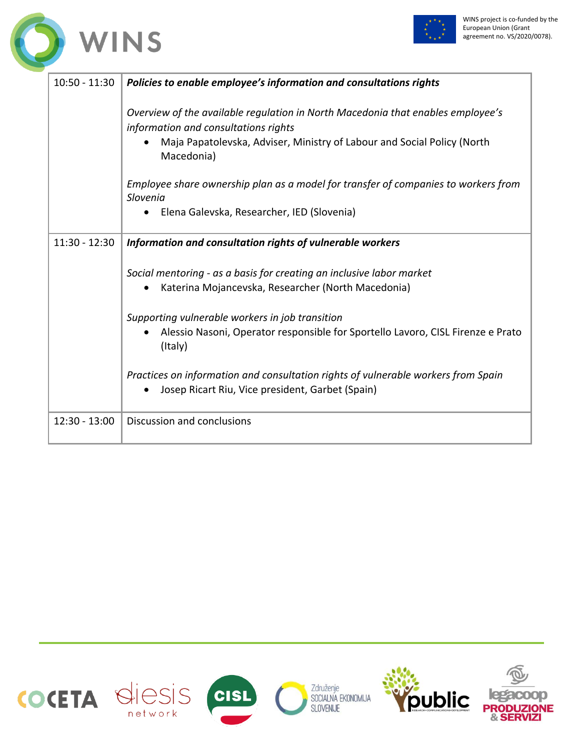| | |
|---|---|
| 10:50 - 11:30 | ***Policies to enable employee's information and consultations rights***<br><br>*Overview of the available regulation in North Macedonia that enables employee's information and consultations rights*<br>• Maja Papatolevska, Adviser, Ministry of Labour and Social Policy (North Macedonia)<br><br>*Employee share ownership plan as a model for transfer of companies to workers from Slovenia*<br>• Elena Galevska, Researcher, IED (Slovenia) |
| 11:30 - 12:30 | ***Information and consultation rights of vulnerable workers***<br><br>*Social mentoring - as a basis for creating an inclusive labor market*<br>• Katerina Mojancevska, Researcher (North Macedonia)<br><br>*Supporting vulnerable workers in job transition*<br>• Alessio Nasoni, Operator responsible for Sportello Lavoro, CISL Firenze e Prato (Italy)<br><br>*Practices on information and consultation rights of vulnerable workers from Spain*<br>• Josep Ricart Riu, Vice president, Garbet (Spain) |
| 12:30 - 13:00 | Discussion and conclusions |